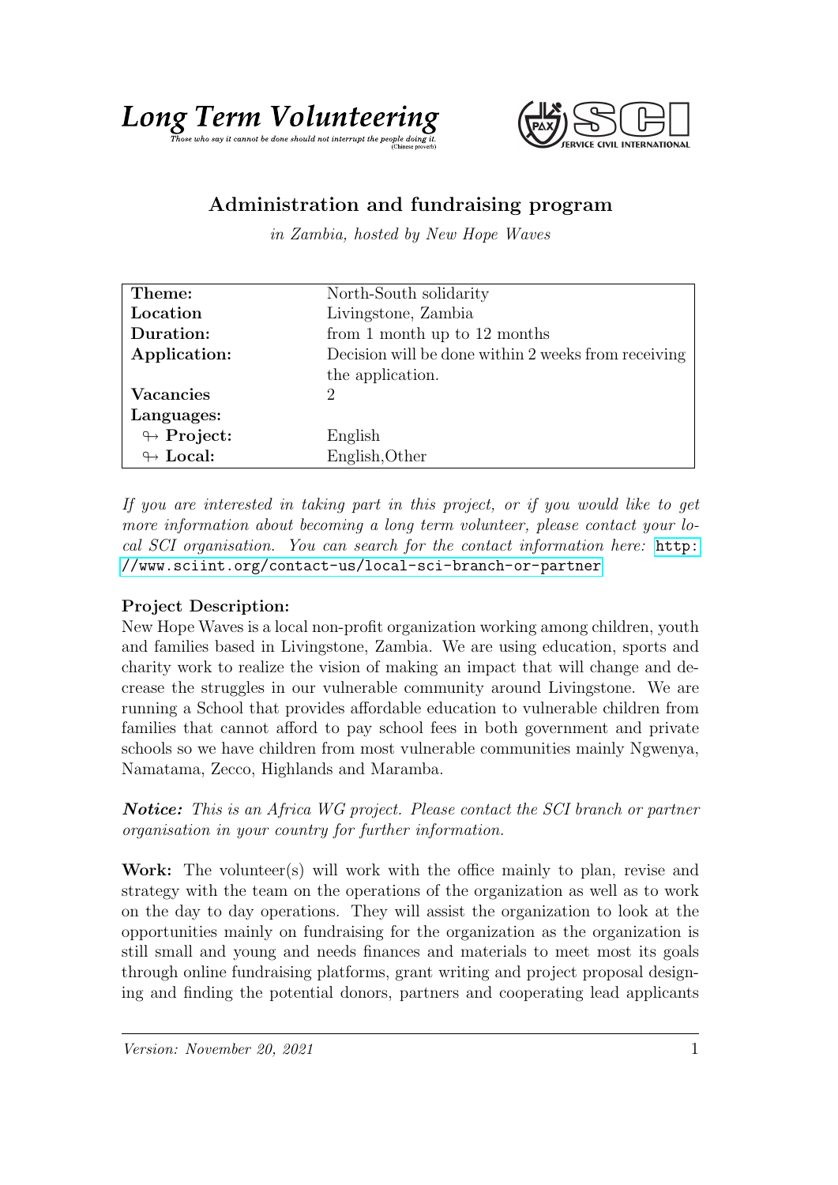**Long Term Volunteering**

*Those who say it cannot be done should not interrupt the people doing it.* (Chinese proverb)

SERVICE CIVIL INTERNATIONAL

## Administration and fundraising program

*in Zambia, hosted by New Hope Waves*

| | |
|---|---|
| **Theme:** | North-South solidarity |
| **Location** | Livingstone, Zambia |
| **Duration:** | from 1 month up to 12 months |
| **Application:** | Decision will be done within 2 weeks from receiving the application. |
| **Vacancies** | 2 |
| **Languages:** | |
| ↬ **Project:** | English |
| ↬ **Local:** | English,Other |

*If you are interested in taking part in this project, or if you would like to get more information about becoming a long term volunteer, please contact your local SCI organisation. You can search for the contact information here:* http://www.sciint.org/contact-us/local-sci-branch-or-partner

**Project Description:**
New Hope Waves is a local non-profit organization working among children, youth and families based in Livingstone, Zambia. We are using education, sports and charity work to realize the vision of making an impact that will change and decrease the struggles in our vulnerable community around Livingstone. We are running a School that provides affordable education to vulnerable children from families that cannot afford to pay school fees in both government and private schools so we have children from most vulnerable communities mainly Ngwenya, Namatama, Zecco, Highlands and Maramba.

***Notice:*** *This is an Africa WG project. Please contact the SCI branch or partner organisation in your country for further information.*

**Work:** The volunteer(s) will work with the office mainly to plan, revise and strategy with the team on the operations of the organization as well as to work on the day to day operations. They will assist the organization to look at the opportunities mainly on fundraising for the organization as the organization is still small and young and needs finances and materials to meet most its goals through online fundraising platforms, grant writing and project proposal designing and finding the potential donors, partners and cooperating lead applicants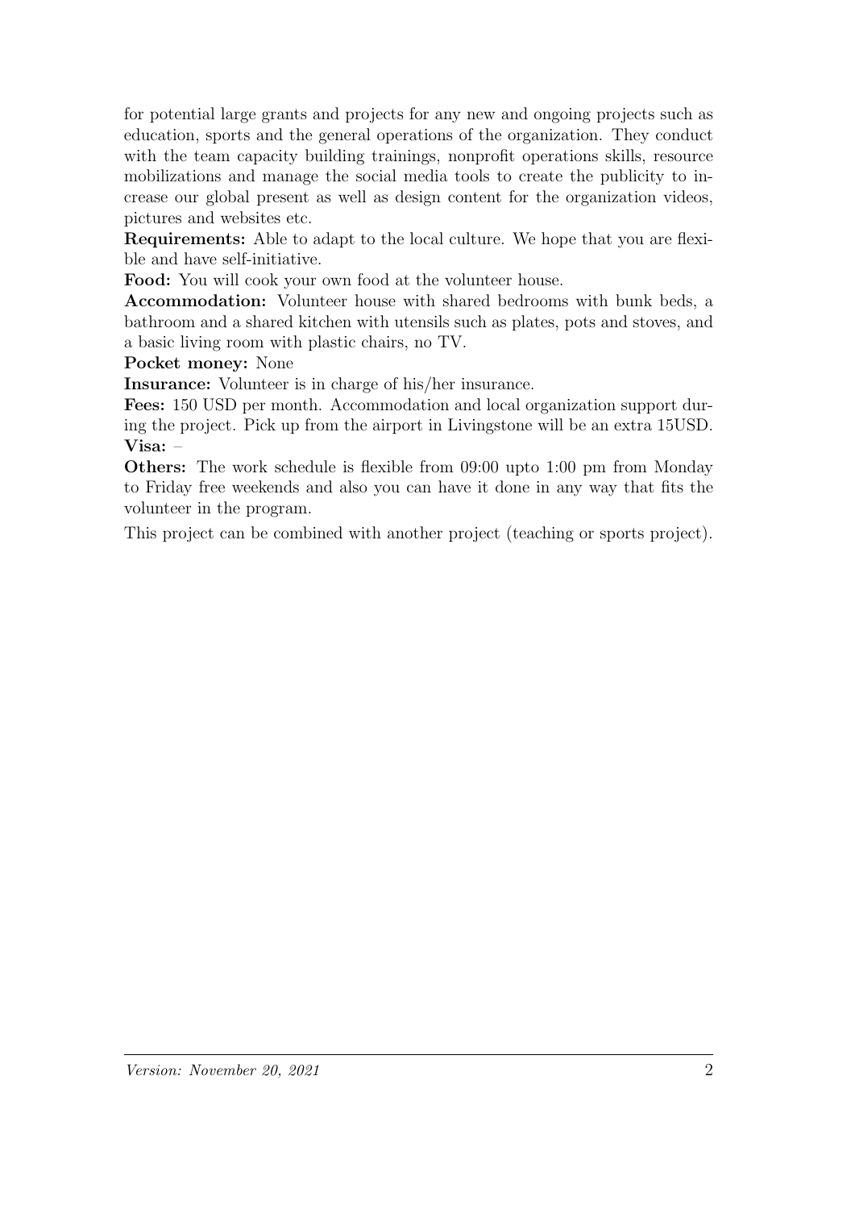for potential large grants and projects for any new and ongoing projects such as education, sports and the general operations of the organization. They conduct with the team capacity building trainings, nonprofit operations skills, resource mobilizations and manage the social media tools to create the publicity to increase our global present as well as design content for the organization videos, pictures and websites etc.

**Requirements:** Able to adapt to the local culture. We hope that you are flexible and have self-initiative.

**Food:** You will cook your own food at the volunteer house.

**Accommodation:** Volunteer house with shared bedrooms with bunk beds, a bathroom and a shared kitchen with utensils such as plates, pots and stoves, and a basic living room with plastic chairs, no TV.

**Pocket money:** None

**Insurance:** Volunteer is in charge of his/her insurance.

**Fees:** 150 USD per month. Accommodation and local organization support during the project. Pick up from the airport in Livingstone will be an extra 15USD.

**Visa:** –

**Others:** The work schedule is flexible from 09:00 upto 1:00 pm from Monday to Friday free weekends and also you can have it done in any way that fits the volunteer in the program.

This project can be combined with another project (teaching or sports project).